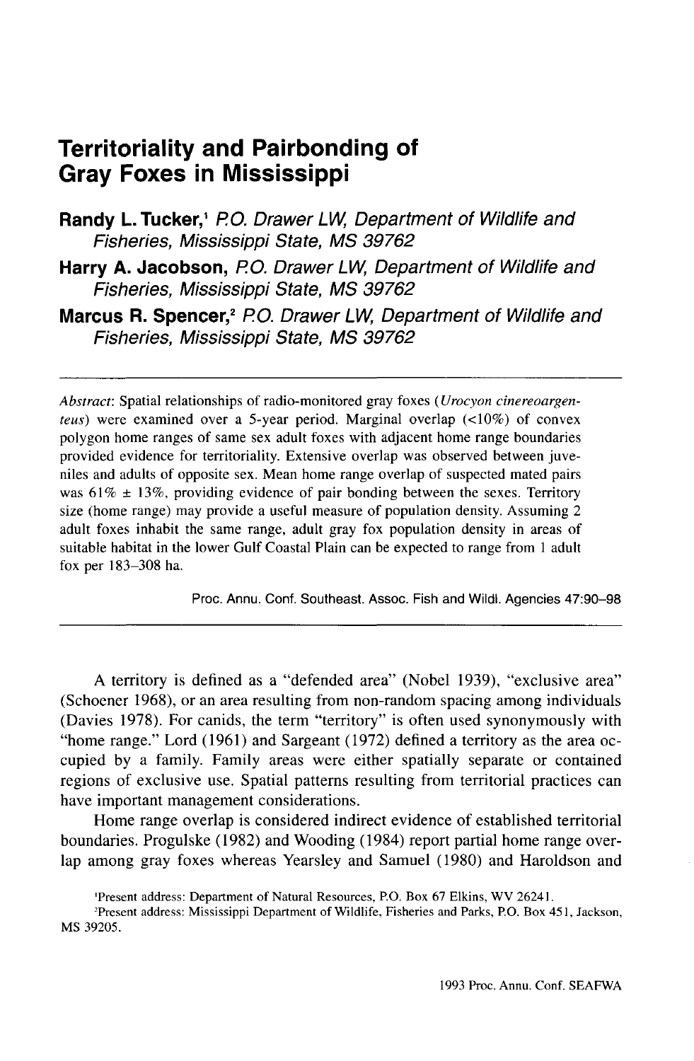# Territoriality and Pairbonding of Gray Foxes in Mississippi

**Randy L. Tucker,**[1] *P.O. Drawer LW, Department of Wildlife and Fisheries, Mississippi State, MS 39762*

**Harry A. Jacobson,** *P.O. Drawer LW, Department of Wildlife and Fisheries, Mississippi State, MS 39762*

**Marcus R. Spencer,**[2] *P.O. Drawer LW, Department of Wildlife and Fisheries, Mississippi State, MS 39762*

---

*Abstract*: Spatial relationships of radio-monitored gray foxes (*Urocyon cinereoargenteus*) were examined over a 5-year period. Marginal overlap (<10%) of convex polygon home ranges of same sex adult foxes with adjacent home range boundaries provided evidence for territoriality. Extensive overlap was observed between juveniles and adults of opposite sex. Mean home range overlap of suspected mated pairs was 61% ± 13%, providing evidence of pair bonding between the sexes. Territory size (home range) may provide a useful measure of population density. Assuming 2 adult foxes inhabit the same range, adult gray fox population density in areas of suitable habitat in the lower Gulf Coastal Plain can be expected to range from 1 adult fox per 183–308 ha.

Proc. Annu. Conf. Southeast. Assoc. Fish and Wildl. Agencies 47:90–98

---

A territory is defined as a "defended area" (Nobel 1939), "exclusive area" (Schoener 1968), or an area resulting from non-random spacing among individuals (Davies 1978). For canids, the term "territory" is often used synonymously with "home range." Lord (1961) and Sargeant (1972) defined a territory as the area occupied by a family. Family areas were either spatially separate or contained regions of exclusive use. Spatial patterns resulting from territorial practices can have important management considerations.

Home range overlap is considered indirect evidence of established territorial boundaries. Progulske (1982) and Wooding (1984) report partial home range overlap among gray foxes whereas Yearsley and Samuel (1980) and Haroldson and

[1] Present address: Department of Natural Resources, P.O. Box 67 Elkins, WV 26241.

[2] Present address: Mississippi Department of Wildlife, Fisheries and Parks, P.O. Box 451, Jackson, MS 39205.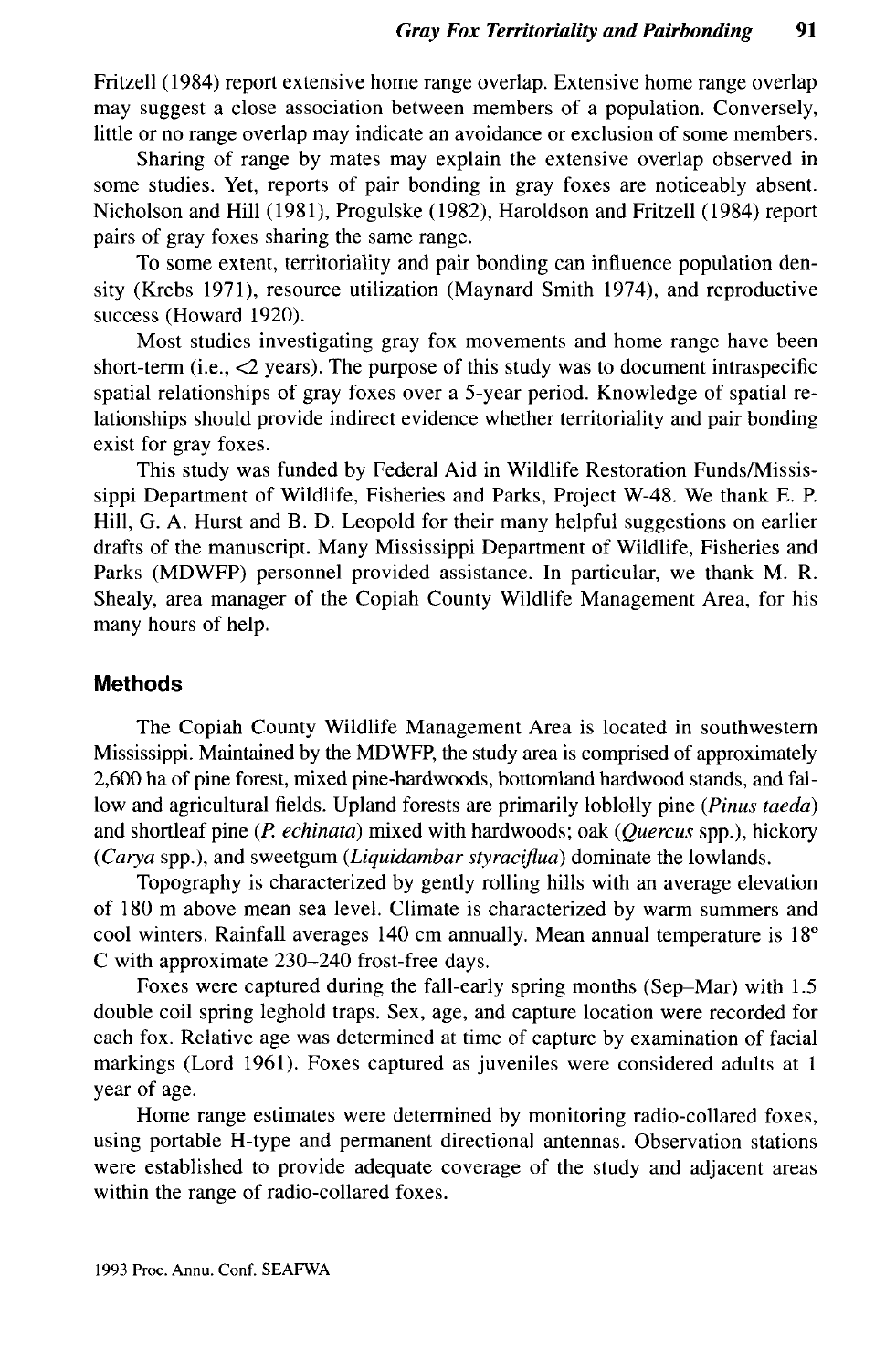Fritzell (1984) report extensive home range overlap. Extensive home range overlap may suggest a close association between members of a population. Conversely, little or no range overlap may indicate an avoidance or exclusion of some members.

Sharing of range by mates may explain the extensive overlap observed in some studies. Yet, reports of pair bonding in gray foxes are noticeably absent. Nicholson and Hill (1981), Progulske (1982), Haroldson and Fritzell (1984) report pairs of gray foxes sharing the same range.

To some extent, territoriality and pair bonding can influence population density (Krebs 1971), resource utilization (Maynard Smith 1974), and reproductive success (Howard 1920).

Most studies investigating gray fox movements and home range have been short-term (i.e., <2 years). The purpose of this study was to document intraspecific spatial relationships of gray foxes over a 5-year period. Knowledge of spatial relationships should provide indirect evidence whether territoriality and pair bonding exist for gray foxes.

This study was funded by Federal Aid in Wildlife Restoration Funds/Mississippi Department of Wildlife, Fisheries and Parks, Project W-48. We thank E. P. Hill, G. A. Hurst and B. D. Leopold for their many helpful suggestions on earlier drafts of the manuscript. Many Mississippi Department of Wildlife, Fisheries and Parks (MDWFP) personnel provided assistance. In particular, we thank M. R. Shealy, area manager of the Copiah County Wildlife Management Area, for his many hours of help.

## Methods

The Copiah County Wildlife Management Area is located in southwestern Mississippi. Maintained by the MDWFP, the study area is comprised of approximately 2,600 ha of pine forest, mixed pine-hardwoods, bottomland hardwood stands, and fallow and agricultural fields. Upland forests are primarily loblolly pine (*Pinus taeda*) and shortleaf pine (*P. echinata*) mixed with hardwoods; oak (*Quercus* spp.), hickory (*Carya* spp.), and sweetgum (*Liquidambar styraciflua*) dominate the lowlands.

Topography is characterized by gently rolling hills with an average elevation of 180 m above mean sea level. Climate is characterized by warm summers and cool winters. Rainfall averages 140 cm annually. Mean annual temperature is 18° C with approximate 230–240 frost-free days.

Foxes were captured during the fall-early spring months (Sep–Mar) with 1.5 double coil spring leghold traps. Sex, age, and capture location were recorded for each fox. Relative age was determined at time of capture by examination of facial markings (Lord 1961). Foxes captured as juveniles were considered adults at 1 year of age.

Home range estimates were determined by monitoring radio-collared foxes, using portable H-type and permanent directional antennas. Observation stations were established to provide adequate coverage of the study and adjacent areas within the range of radio-collared foxes.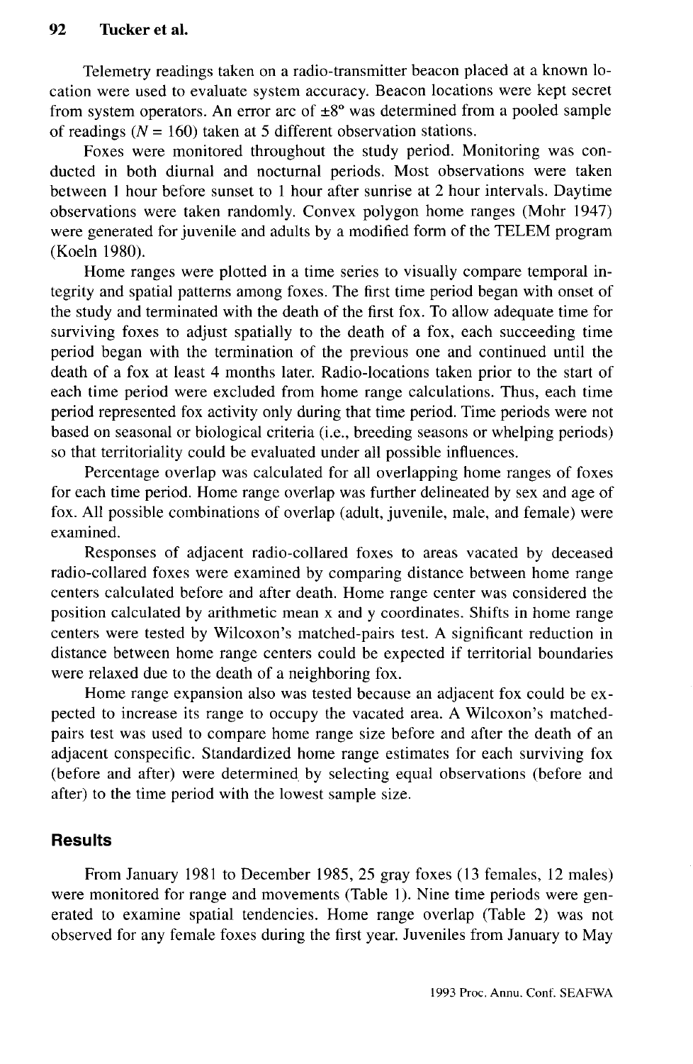Telemetry readings taken on a radio-transmitter beacon placed at a known location were used to evaluate system accuracy. Beacon locations were kept secret from system operators. An error arc of ±8° was determined from a pooled sample of readings ($N = 160$) taken at 5 different observation stations.

Foxes were monitored throughout the study period. Monitoring was conducted in both diurnal and nocturnal periods. Most observations were taken between 1 hour before sunset to 1 hour after sunrise at 2 hour intervals. Daytime observations were taken randomly. Convex polygon home ranges (Mohr 1947) were generated for juvenile and adults by a modified form of the TELEM program (Koeln 1980).

Home ranges were plotted in a time series to visually compare temporal integrity and spatial patterns among foxes. The first time period began with onset of the study and terminated with the death of the first fox. To allow adequate time for surviving foxes to adjust spatially to the death of a fox, each succeeding time period began with the termination of the previous one and continued until the death of a fox at least 4 months later. Radio-locations taken prior to the start of each time period were excluded from home range calculations. Thus, each time period represented fox activity only during that time period. Time periods were not based on seasonal or biological criteria (i.e., breeding seasons or whelping periods) so that territoriality could be evaluated under all possible influences.

Percentage overlap was calculated for all overlapping home ranges of foxes for each time period. Home range overlap was further delineated by sex and age of fox. All possible combinations of overlap (adult, juvenile, male, and female) were examined.

Responses of adjacent radio-collared foxes to areas vacated by deceased radio-collared foxes were examined by comparing distance between home range centers calculated before and after death. Home range center was considered the position calculated by arithmetic mean x and y coordinates. Shifts in home range centers were tested by Wilcoxon's matched-pairs test. A significant reduction in distance between home range centers could be expected if territorial boundaries were relaxed due to the death of a neighboring fox.

Home range expansion also was tested because an adjacent fox could be expected to increase its range to occupy the vacated area. A Wilcoxon's matched-pairs test was used to compare home range size before and after the death of an adjacent conspecific. Standardized home range estimates for each surviving fox (before and after) were determined by selecting equal observations (before and after) to the time period with the lowest sample size.

## Results

From January 1981 to December 1985, 25 gray foxes (13 females, 12 males) were monitored for range and movements (Table 1). Nine time periods were generated to examine spatial tendencies. Home range overlap (Table 2) was not observed for any female foxes during the first year. Juveniles from January to May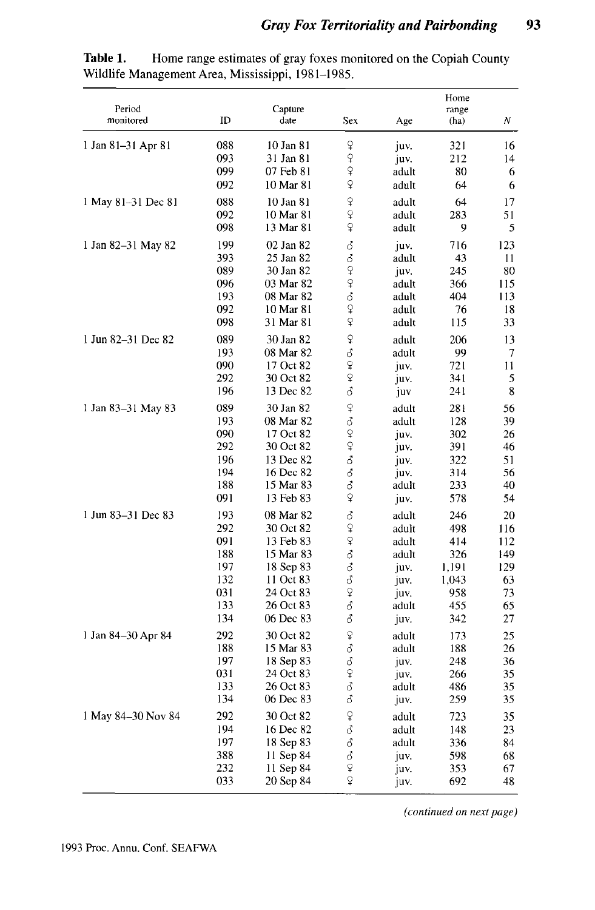**Table 1.** Home range estimates of gray foxes monitored on the Copiah County Wildlife Management Area, Mississippi, 1981–1985.

| Period monitored | ID | Capture date | Sex | Age | Home range (ha) | *N* |
|---|---|---|---|---|---|---|
| 1 Jan 81–31 Apr 81 | 088 | 10 Jan 81 | ♀ | juv. | 321 | 16 |
| | 093 | 31 Jan 81 | ♀ | juv. | 212 | 14 |
| | 099 | 07 Feb 81 | ♀ | adult | 80 | 6 |
| | 092 | 10 Mar 81 | ♀ | adult | 64 | 6 |
| 1 May 81–31 Dec 81 | 088 | 10 Jan 81 | ♀ | adult | 64 | 17 |
| | 092 | 10 Mar 81 | ♀ | adult | 283 | 51 |
| | 098 | 13 Mar 81 | ♀ | adult | 9 | 5 |
| 1 Jan 82–31 May 82 | 199 | 02 Jan 82 | ♂ | juv. | 716 | 123 |
| | 393 | 25 Jan 82 | ♂ | adult | 43 | 11 |
| | 089 | 30 Jan 82 | ♀ | juv. | 245 | 80 |
| | 096 | 03 Mar 82 | ♀ | adult | 366 | 115 |
| | 193 | 08 Mar 82 | ♂ | adult | 404 | 113 |
| | 092 | 10 Mar 81 | ♀ | adult | 76 | 18 |
| | 098 | 31 Mar 81 | ♀ | adult | 115 | 33 |
| 1 Jun 82–31 Dec 82 | 089 | 30 Jan 82 | ♀ | adult | 206 | 13 |
| | 193 | 08 Mar 82 | ♂ | adult | 99 | 7 |
| | 090 | 17 Oct 82 | ♀ | juv. | 721 | 11 |
| | 292 | 30 Oct 82 | ♀ | juv. | 341 | 5 |
| | 196 | 13 Dec 82 | ♂ | juv | 241 | 8 |
| 1 Jan 83–31 May 83 | 089 | 30 Jan 82 | ♀ | adult | 281 | 56 |
| | 193 | 08 Mar 82 | ♂ | adult | 128 | 39 |
| | 090 | 17 Oct 82 | ♀ | juv. | 302 | 26 |
| | 292 | 30 Oct 82 | ♀ | juv. | 391 | 46 |
| | 196 | 13 Dec 82 | ♂ | juv. | 322 | 51 |
| | 194 | 16 Dec 82 | ♂ | juv. | 314 | 56 |
| | 188 | 15 Mar 83 | ♂ | adult | 233 | 40 |
| | 091 | 13 Feb 83 | ♀ | juv. | 578 | 54 |
| 1 Jun 83–31 Dec 83 | 193 | 08 Mar 82 | ♂ | adult | 246 | 20 |
| | 292 | 30 Oct 82 | ♀ | adult | 498 | 116 |
| | 091 | 13 Feb 83 | ♀ | adult | 414 | 112 |
| | 188 | 15 Mar 83 | ♂ | adult | 326 | 149 |
| | 197 | 18 Sep 83 | ♂ | juv. | 1,191 | 129 |
| | 132 | 11 Oct 83 | ♂ | juv. | 1,043 | 63 |
| | 031 | 24 Oct 83 | ♀ | juv. | 958 | 73 |
| | 133 | 26 Oct 83 | ♂ | adult | 455 | 65 |
| | 134 | 06 Dec 83 | ♂ | juv. | 342 | 27 |
| 1 Jan 84–30 Apr 84 | 292 | 30 Oct 82 | ♀ | adult | 173 | 25 |
| | 188 | 15 Mar 83 | ♂ | adult | 188 | 26 |
| | 197 | 18 Sep 83 | ♂ | juv. | 248 | 36 |
| | 031 | 24 Oct 83 | ♀ | juv. | 266 | 35 |
| | 133 | 26 Oct 83 | ♂ | adult | 486 | 35 |
| | 134 | 06 Dec 83 | ♂ | juv. | 259 | 35 |
| 1 May 84–30 Nov 84 | 292 | 30 Oct 82 | ♀ | adult | 723 | 35 |
| | 194 | 16 Dec 82 | ♂ | adult | 148 | 23 |
| | 197 | 18 Sep 83 | ♂ | adult | 336 | 84 |
| | 388 | 11 Sep 84 | ♂ | juv. | 598 | 68 |
| | 232 | 11 Sep 84 | ♀ | juv. | 353 | 67 |
| | 033 | 20 Sep 84 | ♀ | juv. | 692 | 48 |

*(continued on next page)*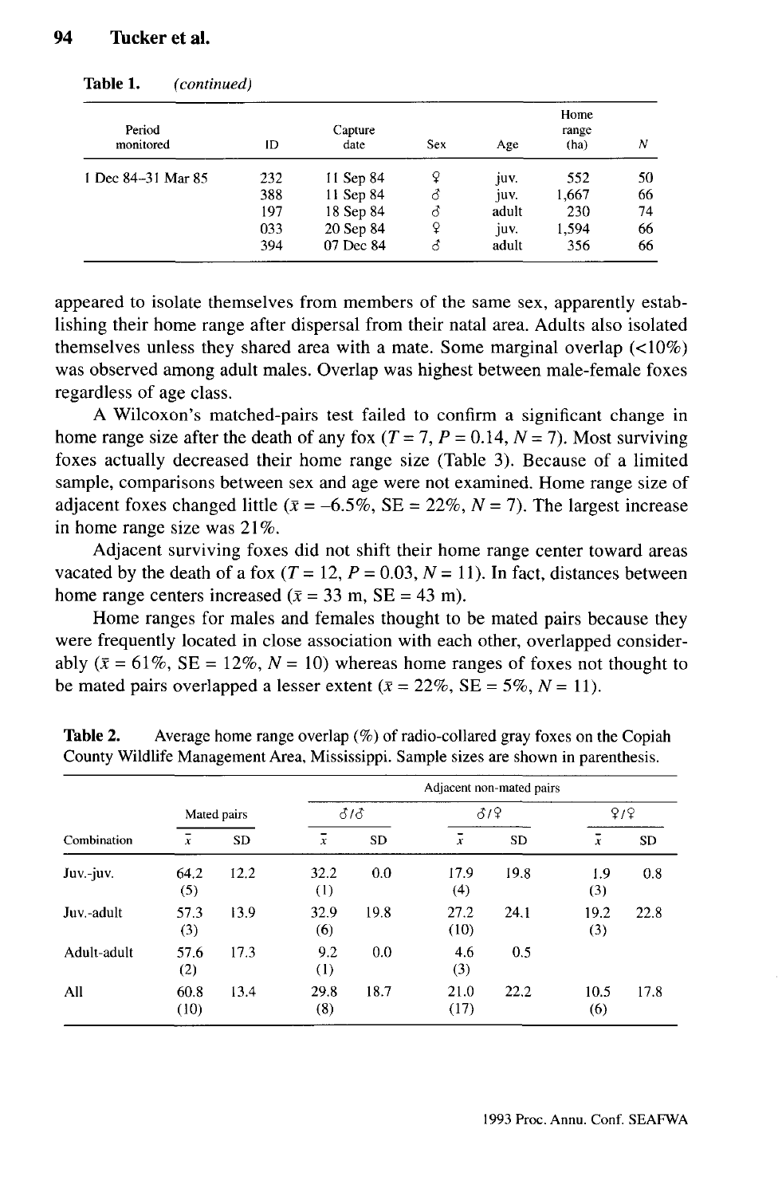**Table 1.** *(continued)*

| Period monitored | ID | Capture date | Sex | Age | Home range (ha) | $N$ |
|---|---|---|---|---|---|---|
| 1 Dec 84–31 Mar 85 | 232 | 11 Sep 84 | ♀ | juv. | 552 | 50 |
| | 388 | 11 Sep 84 | ♂ | juv. | 1,667 | 66 |
| | 197 | 18 Sep 84 | ♂ | adult | 230 | 74 |
| | 033 | 20 Sep 84 | ♀ | juv. | 1,594 | 66 |
| | 394 | 07 Dec 84 | ♂ | adult | 356 | 66 |

appeared to isolate themselves from members of the same sex, apparently establishing their home range after dispersal from their natal area. Adults also isolated themselves unless they shared area with a mate. Some marginal overlap (<10%) was observed among adult males. Overlap was highest between male-female foxes regardless of age class.

A Wilcoxon's matched-pairs test failed to confirm a significant change in home range size after the death of any fox ($T = 7$, $P = 0.14$, $N = 7$). Most surviving foxes actually decreased their home range size (Table 3). Because of a limited sample, comparisons between sex and age were not examined. Home range size of adjacent foxes changed little ($\bar{x} = -6.5\%$, SE = 22%, $N = 7$). The largest increase in home range size was 21%.

Adjacent surviving foxes did not shift their home range center toward areas vacated by the death of a fox ($T = 12$, $P = 0.03$, $N = 11$). In fact, distances between home range centers increased ($\bar{x} = 33$ m, SE = 43 m).

Home ranges for males and females thought to be mated pairs because they were frequently located in close association with each other, overlapped considerably ($\bar{x} = 61\%$, SE = 12%, $N = 10$) whereas home ranges of foxes not thought to be mated pairs overlapped a lesser extent ($\bar{x} = 22\%$, SE = 5%, $N = 11$).

**Table 2.** Average home range overlap (%) of radio-collared gray foxes on the Copiah County Wildlife Management Area, Mississippi. Sample sizes are shown in parenthesis.

| | | | Adjacent non-mated pairs | | | | | |
|---|---|---|---|---|---|---|---|---|
| | Mated pairs | | ♂/♂ | | ♂/♀ | | ♀/♀ | |
| Combination | $\bar{x}$ | SD | $\bar{x}$ | SD | $\bar{x}$ | SD | $\bar{x}$ | SD |
| Juv.-juv. | 64.2 (5) | 12.2 | 32.2 (1) | 0.0 | 17.9 (4) | 19.8 | 1.9 (3) | 0.8 |
| Juv.-adult | 57.3 (3) | 13.9 | 32.9 (6) | 19.8 | 27.2 (10) | 24.1 | 19.2 (3) | 22.8 |
| Adult-adult | 57.6 (2) | 17.3 | 9.2 (1) | 0.0 | 4.6 (3) | 0.5 | | |
| All | 60.8 (10) | 13.4 | 29.8 (8) | 18.7 | 21.0 (17) | 22.2 | 10.5 (6) | 17.8 |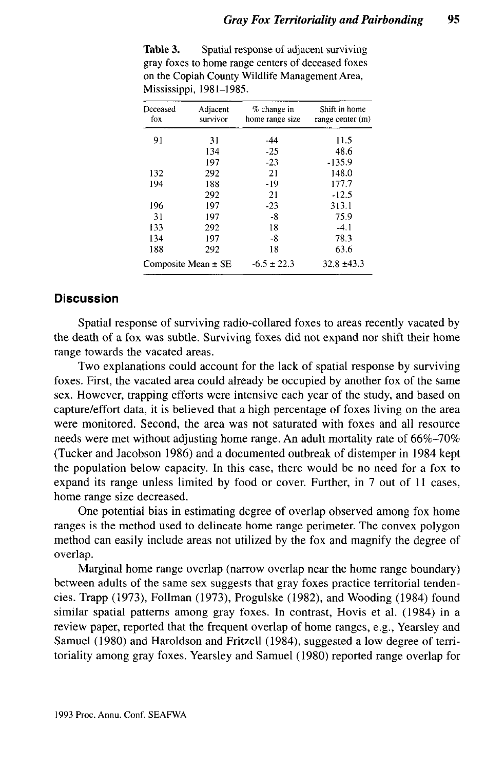**Table 3.** Spatial response of adjacent surviving gray foxes to home range centers of deceased foxes on the Copiah County Wildlife Management Area, Mississippi, 1981–1985.

| Deceased fox | Adjacent survivor | % change in home range size | Shift in home range center (m) |
|---|---|---|---|
| 91 | 31 | -44 | 11.5 |
| | 134 | -25 | 48.6 |
| | 197 | -23 | -135.9 |
| 132 | 292 | 21 | 148.0 |
| 194 | 188 | -19 | 177.7 |
| | 292 | 21 | -12.5 |
| 196 | 197 | -23 | 313.1 |
| 31 | 197 | -8 | 75.9 |
| 133 | 292 | 18 | -4.1 |
| 134 | 197 | -8 | 78.3 |
| 188 | 292 | 18 | 63.6 |
| Composite Mean ± SE | | -6.5 ± 22.3 | 32.8 ±43.3 |

## Discussion

Spatial response of surviving radio-collared foxes to areas recently vacated by the death of a fox was subtle. Surviving foxes did not expand nor shift their home range towards the vacated areas.

Two explanations could account for the lack of spatial response by surviving foxes. First, the vacated area could already be occupied by another fox of the same sex. However, trapping efforts were intensive each year of the study, and based on capture/effort data, it is believed that a high percentage of foxes living on the area were monitored. Second, the area was not saturated with foxes and all resource needs were met without adjusting home range. An adult mortality rate of 66%–70% (Tucker and Jacobson 1986) and a documented outbreak of distemper in 1984 kept the population below capacity. In this case, there would be no need for a fox to expand its range unless limited by food or cover. Further, in 7 out of 11 cases, home range size decreased.

One potential bias in estimating degree of overlap observed among fox home ranges is the method used to delineate home range perimeter. The convex polygon method can easily include areas not utilized by the fox and magnify the degree of overlap.

Marginal home range overlap (narrow overlap near the home range boundary) between adults of the same sex suggests that gray foxes practice territorial tendencies. Trapp (1973), Follman (1973), Progulske (1982), and Wooding (1984) found similar spatial patterns among gray foxes. In contrast, Hovis et al. (1984) in a review paper, reported that the frequent overlap of home ranges, e.g., Yearsley and Samuel (1980) and Haroldson and Fritzell (1984), suggested a low degree of territoriality among gray foxes. Yearsley and Samuel (1980) reported range overlap for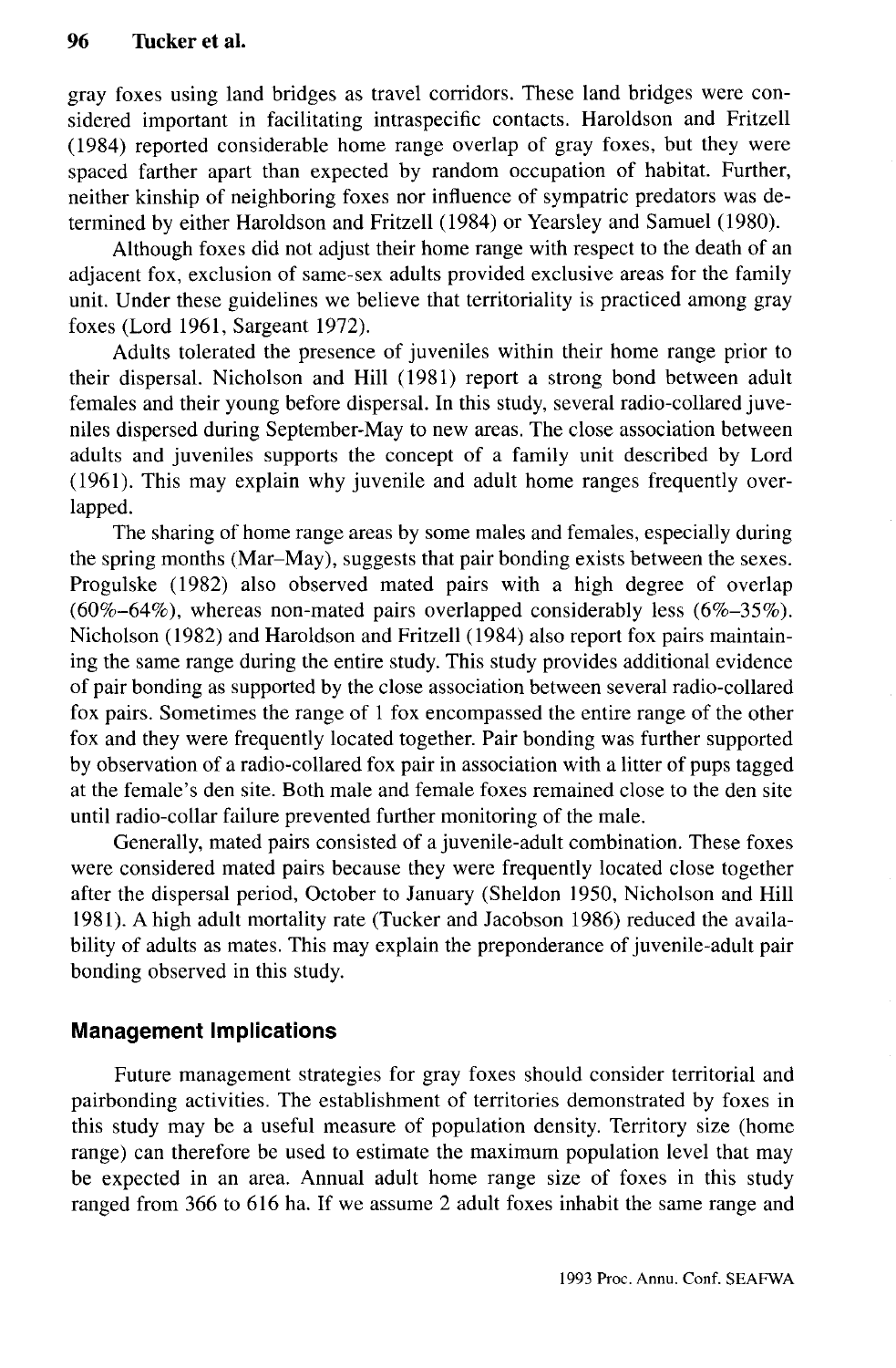gray foxes using land bridges as travel corridors. These land bridges were considered important in facilitating intraspecific contacts. Haroldson and Fritzell (1984) reported considerable home range overlap of gray foxes, but they were spaced farther apart than expected by random occupation of habitat. Further, neither kinship of neighboring foxes nor influence of sympatric predators was determined by either Haroldson and Fritzell (1984) or Yearsley and Samuel (1980).

Although foxes did not adjust their home range with respect to the death of an adjacent fox, exclusion of same-sex adults provided exclusive areas for the family unit. Under these guidelines we believe that territoriality is practiced among gray foxes (Lord 1961, Sargeant 1972).

Adults tolerated the presence of juveniles within their home range prior to their dispersal. Nicholson and Hill (1981) report a strong bond between adult females and their young before dispersal. In this study, several radio-collared juveniles dispersed during September-May to new areas. The close association between adults and juveniles supports the concept of a family unit described by Lord (1961). This may explain why juvenile and adult home ranges frequently overlapped.

The sharing of home range areas by some males and females, especially during the spring months (Mar–May), suggests that pair bonding exists between the sexes. Progulske (1982) also observed mated pairs with a high degree of overlap (60%–64%), whereas non-mated pairs overlapped considerably less (6%–35%). Nicholson (1982) and Haroldson and Fritzell (1984) also report fox pairs maintaining the same range during the entire study. This study provides additional evidence of pair bonding as supported by the close association between several radio-collared fox pairs. Sometimes the range of 1 fox encompassed the entire range of the other fox and they were frequently located together. Pair bonding was further supported by observation of a radio-collared fox pair in association with a litter of pups tagged at the female's den site. Both male and female foxes remained close to the den site until radio-collar failure prevented further monitoring of the male.

Generally, mated pairs consisted of a juvenile-adult combination. These foxes were considered mated pairs because they were frequently located close together after the dispersal period, October to January (Sheldon 1950, Nicholson and Hill 1981). A high adult mortality rate (Tucker and Jacobson 1986) reduced the availability of adults as mates. This may explain the preponderance of juvenile-adult pair bonding observed in this study.

## Management Implications

Future management strategies for gray foxes should consider territorial and pairbonding activities. The establishment of territories demonstrated by foxes in this study may be a useful measure of population density. Territory size (home range) can therefore be used to estimate the maximum population level that may be expected in an area. Annual adult home range size of foxes in this study ranged from 366 to 616 ha. If we assume 2 adult foxes inhabit the same range and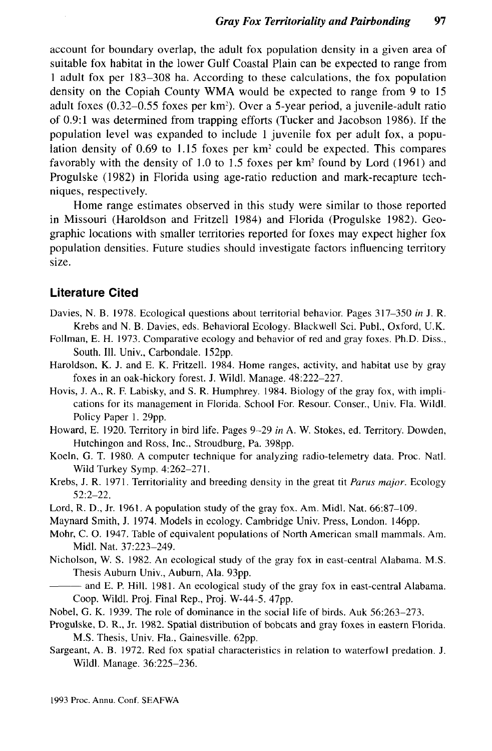account for boundary overlap, the adult fox population density in a given area of suitable fox habitat in the lower Gulf Coastal Plain can be expected to range from 1 adult fox per 183–308 ha. According to these calculations, the fox population density on the Copiah County WMA would be expected to range from 9 to 15 adult foxes (0.32–0.55 foxes per $km^2$). Over a 5-year period, a juvenile-adult ratio of 0.9:1 was determined from trapping efforts (Tucker and Jacobson 1986). If the population level was expanded to include 1 juvenile fox per adult fox, a population density of 0.69 to 1.15 foxes per $km^2$ could be expected. This compares favorably with the density of 1.0 to 1.5 foxes per $km^2$ found by Lord (1961) and Progulske (1982) in Florida using age-ratio reduction and mark-recapture techniques, respectively.

Home range estimates observed in this study were similar to those reported in Missouri (Haroldson and Fritzell 1984) and Florida (Progulske 1982). Geographic locations with smaller territories reported for foxes may expect higher fox population densities. Future studies should investigate factors influencing territory size.

## Literature Cited

Davies, N. B. 1978. Ecological questions about territorial behavior. Pages 317–350 *in* J. R. Krebs and N. B. Davies, eds. Behavioral Ecology. Blackwell Sci. Publ., Oxford, U.K.

Follman, E. H. 1973. Comparative ecology and behavior of red and gray foxes. Ph.D. Diss., South. Ill. Univ., Carbondale. 152pp.

Haroldson, K. J. and E. K. Fritzell. 1984. Home ranges, activity, and habitat use by gray foxes in an oak-hickory forest. J. Wildl. Manage. 48:222–227.

Hovis, J. A., R. F. Labisky, and S. R. Humphrey. 1984. Biology of the gray fox, with implications for its management in Florida. School For. Resour. Conser., Univ. Fla. Wildl. Policy Paper 1. 29pp.

Howard, E. 1920. Territory in bird life. Pages 9–29 *in* A. W. Stokes, ed. Territory. Dowden, Hutchingon and Ross, Inc., Stroudburg, Pa. 398pp.

Koeln, G. T. 1980. A computer technique for analyzing radio-telemetry data. Proc. Natl. Wild Turkey Symp. 4:262–271.

Krebs, J. R. 1971. Territoriality and breeding density in the great tit *Parus major*. Ecology 52:2–22.

Lord, R. D., Jr. 1961. A population study of the gray fox. Am. Midl. Nat. 66:87–109.

Maynard Smith, J. 1974. Models in ecology. Cambridge Univ. Press, London. 146pp.

Mohr, C. O. 1947. Table of equivalent populations of North American small mammals. Am. Midl. Nat. 37:223–249.

Nicholson, W. S. 1982. An ecological study of the gray fox in east-central Alabama. M.S. Thesis Auburn Univ., Auburn, Ala. 93pp.

——— and E. P. Hill. 1981. An ecological study of the gray fox in east-central Alabama. Coop. Wildl. Proj. Final Rep., Proj. W-44-5. 47pp.

Nobel, G. K. 1939. The role of dominance in the social life of birds. Auk 56:263–273.

Progulske, D. R., Jr. 1982. Spatial distribution of bobcats and gray foxes in eastern Florida. M.S. Thesis, Univ. Fla., Gainesville. 62pp.

Sargeant, A. B. 1972. Red fox spatial characteristics in relation to waterfowl predation. J. Wildl. Manage. 36:225–236.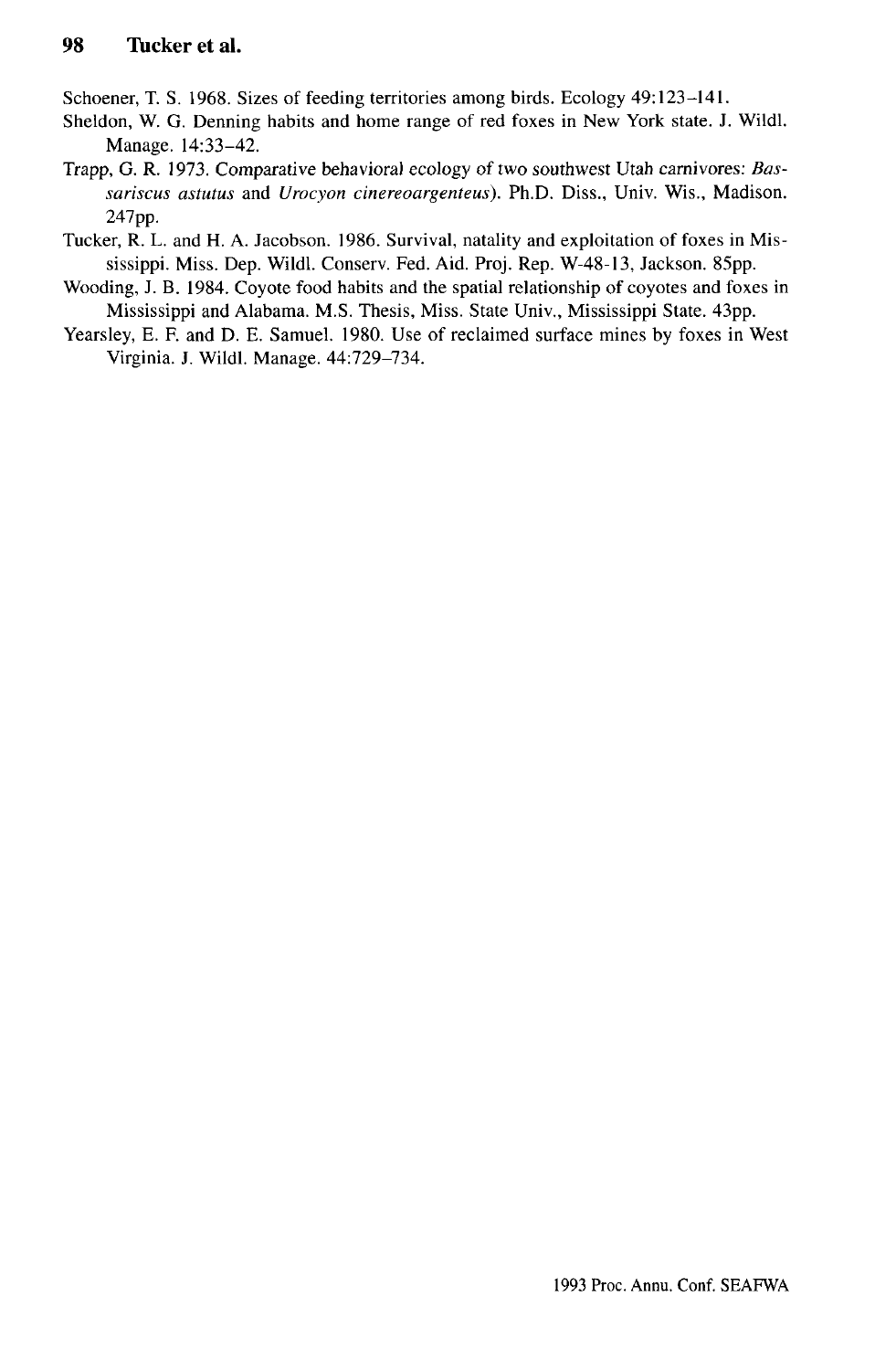Schoener, T. S. 1968. Sizes of feeding territories among birds. Ecology 49:123–141.

Sheldon, W. G. Denning habits and home range of red foxes in New York state. J. Wildl. Manage. 14:33–42.

Trapp, G. R. 1973. Comparative behavioral ecology of two southwest Utah carnivores: *Bassariscus astutus* and *Urocyon cinereoargenteus*). Ph.D. Diss., Univ. Wis., Madison. 247pp.

Tucker, R. L. and H. A. Jacobson. 1986. Survival, natality and exploitation of foxes in Mississippi. Miss. Dep. Wildl. Conserv. Fed. Aid. Proj. Rep. W-48-13, Jackson. 85pp.

Wooding, J. B. 1984. Coyote food habits and the spatial relationship of coyotes and foxes in Mississippi and Alabama. M.S. Thesis, Miss. State Univ., Mississippi State. 43pp.

Yearsley, E. F. and D. E. Samuel. 1980. Use of reclaimed surface mines by foxes in West Virginia. J. Wildl. Manage. 44:729–734.